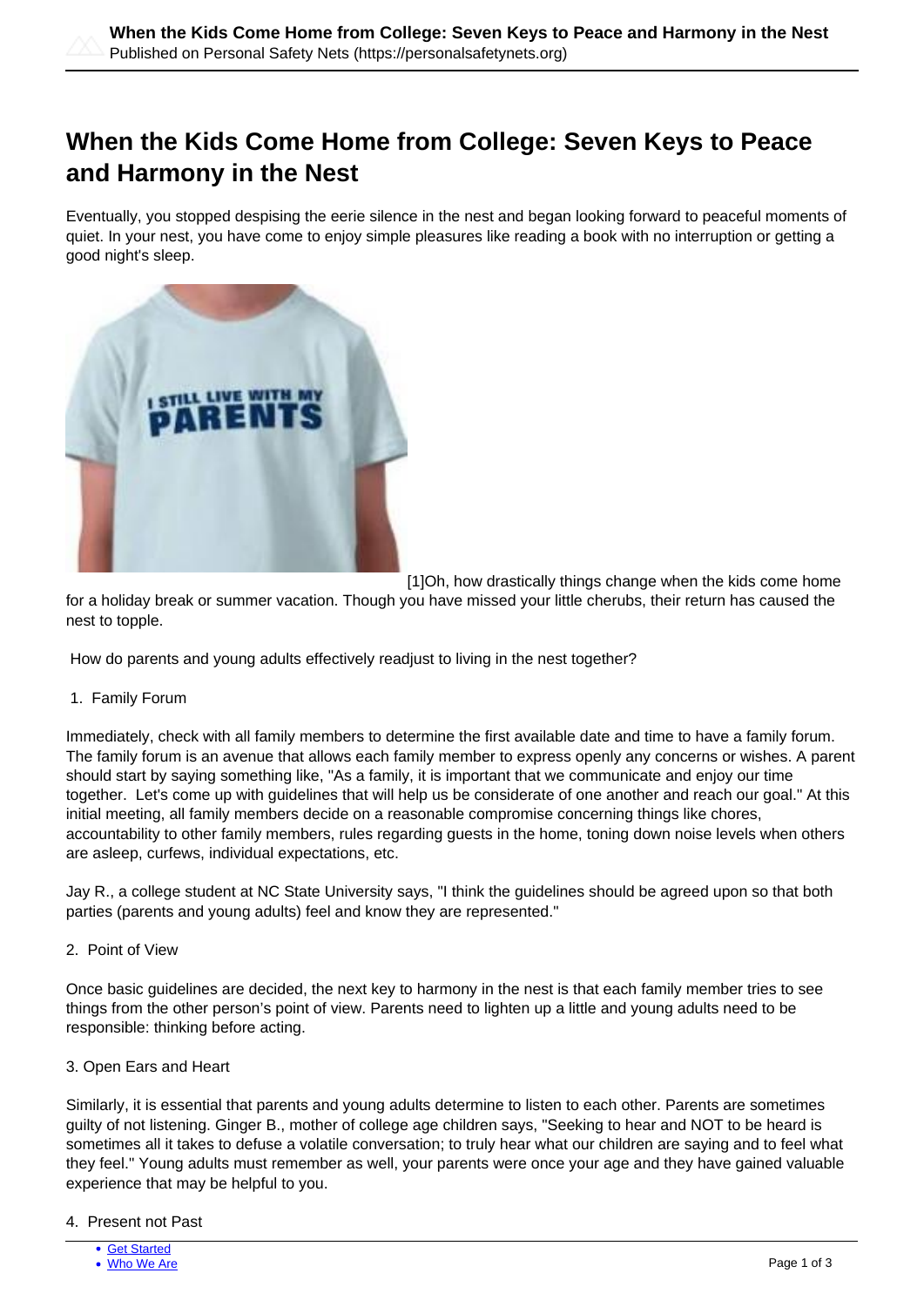# When the Kids Come Home from College: Seven Keys to Peace and Harmony in the Nest

Eventually, you stopped despising the eerie silence in the nest and began looking forward to peaceful moments of quiet. In your nest, you have come to enjoy simple pleasures like reading a book with no interruption or getting a good night's sleep.

[1]Oh, how drastically things change when the kids come home for a holiday break or summer vacation. Though you have missed your little cherubs, their return has caused the nest to topple.

How do parents and young adults effectively readjust to living in the nest together?

1. Family Forum

Immediately, check with all family members to determine the first available date and time to have a family forum. The family forum is an avenue that allows each family member to express openly any concerns or wishes. A parent should start by saying something like, "As a family, it is important that we communicate and enjoy our time together. Let's come up with guidelines that will help us be considerate of one another and reach our goal." At this initial meeting, all family members decide on a reasonable compromise concerning things like chores, accountability to other family members, rules regarding guests in the home, toning down noise levels when others are asleep, curfews, individual expectations, etc.

Jay R., a college student at NC State University says, "I think the guidelines should be agreed upon so that both parties (parents and young adults) feel and know they are represented."

2. Point of View

Once basic guidelines are decided, the next key to harmony in the nest is that each family member tries to see things from the other person's point of view. Parents need to lighten up a little and young adults need to be responsible: thinking before acting.

3. Open Ears and Heart

Similarly, it is essential that parents and young adults determine to listen to each other. Parents are sometimes guilty of not listening. Ginger B., mother of college age children says, "Seeking to hear and NOT to be heard is sometimes all it takes to defuse a volatile conversation; to truly hear what our children are saying and to feel what they feel." Young adults must remember as well, your parents were once your age and they have gained valuable experience that may be helpful to you.

4. Present not Past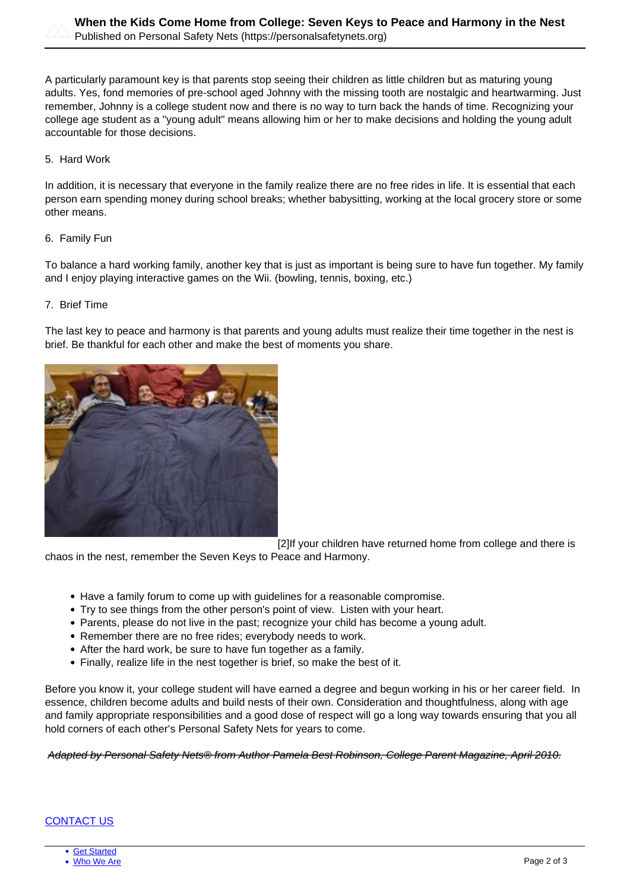A particularly paramount key is that parents stop seeing their children as little children but as maturing young adults. Yes, fond memories of pre-school aged Johnny with the missing tooth are nostalgic and heartwarming. Just remember, Johnny is a college student now and there is no way to turn back the hands of time. Recognizing your college age student as a "young adult" means allowing him or her to make decisions and holding the young adult accountable for those decisions.

5. Hard Work

In addition, it is necessary that everyone in the family realize there are no free rides in life. It is essential that each person earn spending money during school breaks; whether babysitting, working at the local grocery store or some other means.

6. Family Fun

To balance a hard working family, another key that is just as important is being sure to have fun together. My family and I enjoy playing interactive games on the Wii. (bowling, tennis, boxing, etc.)

7. Brief Time

The last key to peace and harmony is that parents and young adults must realize their time together in the nest is brief. Be thankful for each other and make the best of moments you share.

[2]If your children have returned home from college and there is chaos in the nest, remember the Seven Keys to Peace and Harmony.

- Have a family forum to come up with guidelines for a reasonable compromise.
- Try to see things from the other person's point of view. Listen with your heart.
- Parents, please do not live in the past; recognize your child has become a young adult.
- Remember there are no free rides; everybody needs to work.
- After the hard work, be sure to have fun together as a family.
- Finally, realize life in the nest together is brief, so make the best of it.

Before you know it, your college student will have earned a degree and begun working in his or her career field. In essence, children become adults and build nests of their own. Consideration and thoughtfulness, along with age and family appropriate responsibilities and a good dose of respect will go a long way towards ensuring that you all hold corners of each other's Personal Safety Nets for years to come.

~~*Adapted by Personal Safety Nets® from Author Pamela Best Robinson, College Parent Magazine, April 2010.*~~

CONTACT US

- Get Started
- Who We Are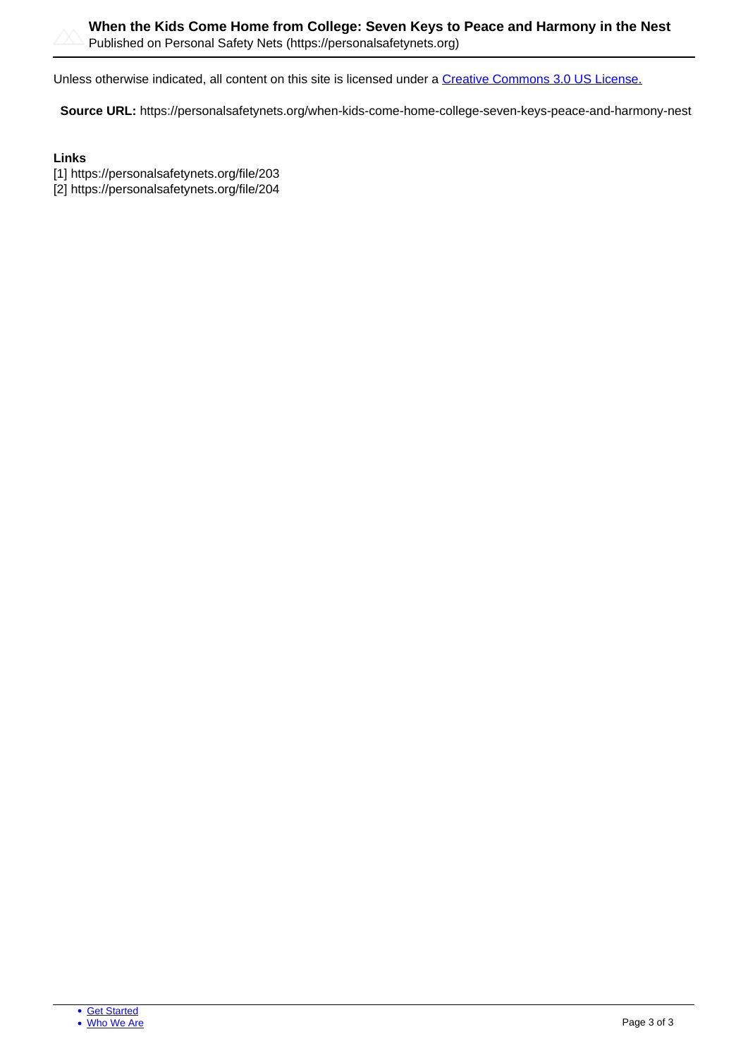Unless otherwise indicated, all content on this site is licensed under a [Creative Commons 3.0 US License.](#)

**Source URL:** https://personalsafetynets.org/when-kids-come-home-college-seven-keys-peace-and-harmony-nest

**Links**
[1] https://personalsafetynets.org/file/203
[2] https://personalsafetynets.org/file/204